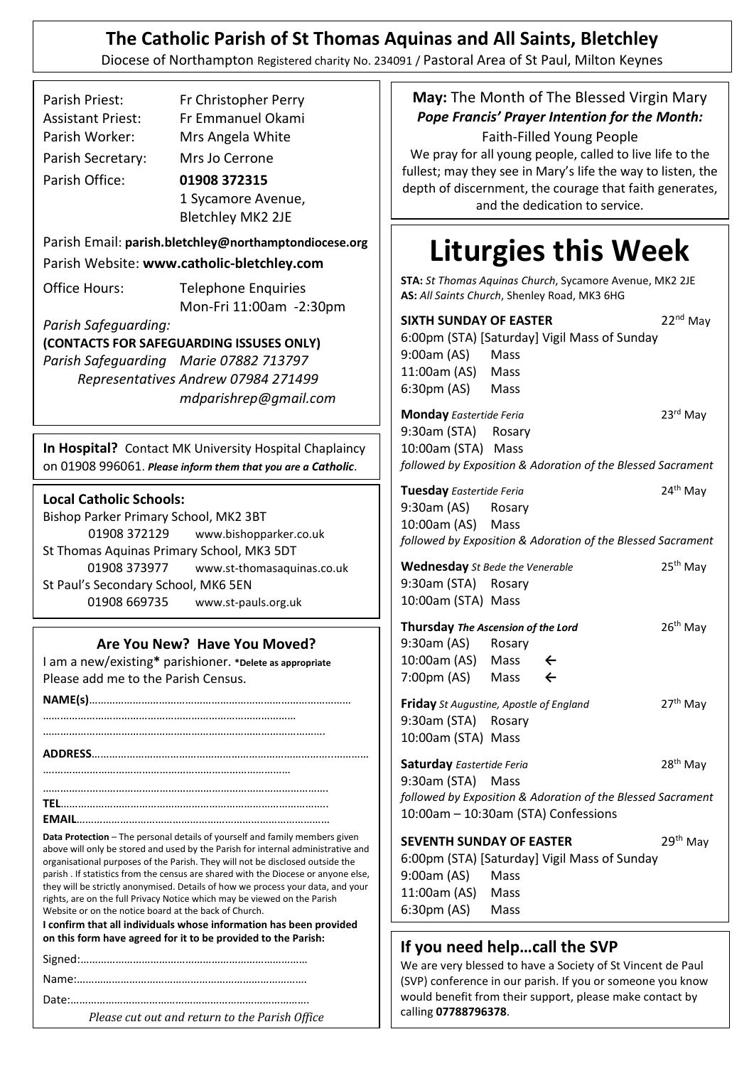# The Catholic Parish of St Thomas Aquinas and All Saints, Bletchley

Diocese of Northampton Registered charity No. 234091 / Pastoral Area of St Paul, Milton Keynes

Parish Priest: Fr Christopher Perry
Assistant Priest: Fr Emmanuel Okami
Parish Worker: Mrs Angela White
Parish Secretary: Mrs Jo Cerrone
Parish Office: **01908 372315**
1 Sycamore Avenue,
Bletchley MK2 2JE

Parish Email: **parish.bletchley@northamptondiocese.org**
Parish Website: **www.catholic-bletchley.com**

Office Hours: Telephone Enquiries
Mon-Fri 11:00am -2:30pm

*Parish Safeguarding:*
**(CONTACTS FOR SAFEGUARDING ISSUSES ONLY)**
*Parish Safeguarding Representatives* *Marie 07882 713797*
*Andrew 07984 271499*
*mdparishrep@gmail.com*

**In Hospital?** Contact MK University Hospital Chaplaincy on 01908 996061. ***Please inform them that you are a Catholic.***

**Local Catholic Schools:**
Bishop Parker Primary School, MK2 3BT
01908 372129 www.bishopparker.co.uk
St Thomas Aquinas Primary School, MK3 5DT
01908 373977 www.st-thomasaquinas.co.uk
St Paul's Secondary School, MK6 5EN
01908 669735 www.st-pauls.org.uk

## Are You New? Have You Moved?

I am a new/existing* parishioner. **\*Delete as appropriate**
Please add me to the Parish Census.

**NAME(s)**………………………………………………………………………………
…………………………………………………………………………
………………………………………………………………………………….

**ADDRESS**…………………………………………………………………………………
…………………………………………………………………………
…………………………………………………………………………………
**TEL**…………………………………………………………………………………
**EMAIL**…………………………………………………………………………

**Data Protection** – The personal details of yourself and family members given above will only be stored and used by the Parish for internal administrative and organisational purposes of the Parish. They will not be disclosed outside the parish . If statistics from the census are shared with the Diocese or anyone else, they will be strictly anonymised. Details of how we process your data, and your rights, are on the full Privacy Notice which may be viewed on the Parish Website or on the notice board at the back of Church.

**I confirm that all individuals whose information has been provided on this form have agreed for it to be provided to the Parish:**

Signed:…………………………………………………………………
Name:…………………………………………………………………
Date:……………………………………………………………………

*Please cut out and return to the Parish Office*

**May:** The Month of The Blessed Virgin Mary
***Pope Francis' Prayer Intention for the Month:***
Faith-Filled Young People

We pray for all young people, called to live life to the fullest; may they see in Mary's life the way to listen, the depth of discernment, the courage that faith generates, and the dedication to service.

# Liturgies this Week

**STA:** *St Thomas Aquinas Church*, Sycamore Avenue, MK2 2JE
**AS:** *All Saints Church*, Shenley Road, MK3 6HG

**SIXTH SUNDAY OF EASTER** — 22nd May
6:00pm (STA) [Saturday] Vigil Mass of Sunday
9:00am (AS) Mass
11:00am (AS) Mass
6:30pm (AS) Mass

**Monday** *Eastertide Feria* — 23rd May
9:30am (STA) Rosary
10:00am (STA) Mass
*followed by Exposition & Adoration of the Blessed Sacrament*

**Tuesday** *Eastertide Feria* — 24th May
9:30am (AS) Rosary
10:00am (AS) Mass
*followed by Exposition & Adoration of the Blessed Sacrament*

**Wednesday** *St Bede the Venerable* — 25th May
9:30am (STA) Rosary
10:00am (STA) Mass

**Thursday** ***The Ascension of the Lord*** — 26th May
9:30am (AS) Rosary
10:00am (AS) Mass ←
7:00pm (AS) Mass ←

**Friday** *St Augustine, Apostle of England* — 27th May
9:30am (STA) Rosary
10:00am (STA) Mass

**Saturday** *Eastertide Feria* — 28th May
9:30am (STA) Mass
*followed by Exposition & Adoration of the Blessed Sacrament*
10:00am – 10:30am (STA) Confessions

**SEVENTH SUNDAY OF EASTER** — 29th May
6:00pm (STA) [Saturday] Vigil Mass of Sunday
9:00am (AS) Mass
11:00am (AS) Mass
6:30pm (AS) Mass

## If you need help…call the SVP

We are very blessed to have a Society of St Vincent de Paul (SVP) conference in our parish. If you or someone you know would benefit from their support, please make contact by calling **07788796378**.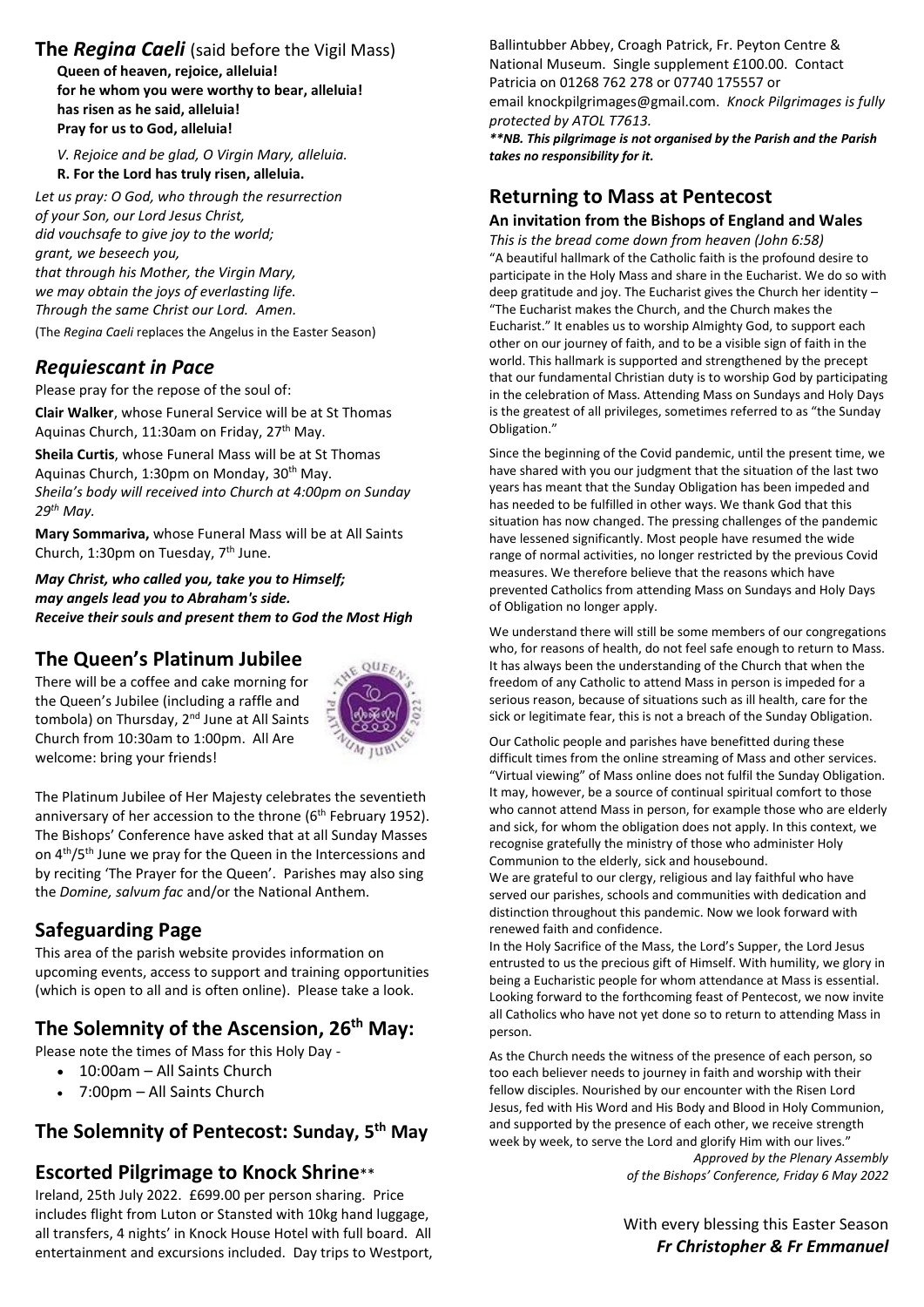## The *Regina Caeli* (said before the Vigil Mass)

**Queen of heaven, rejoice, alleluia!**
**for he whom you were worthy to bear, alleluia!**
**has risen as he said, alleluia!**
**Pray for us to God, alleluia!**

*V. Rejoice and be glad, O Virgin Mary, alleluia.*
**R. For the Lord has truly risen, alleluia.**

*Let us pray: O God, who through the resurrection*
*of your Son, our Lord Jesus Christ,*
*did vouchsafe to give joy to the world;*
*grant, we beseech you,*
*that through his Mother, the Virgin Mary,*
*we may obtain the joys of everlasting life.*
*Through the same Christ our Lord. Amen.*

(The *Regina Caeli* replaces the Angelus in the Easter Season)

## *Requiescant in Pace*

Please pray for the repose of the soul of:

**Clair Walker**, whose Funeral Service will be at St Thomas Aquinas Church, 11:30am on Friday, 27th May.

**Sheila Curtis**, whose Funeral Mass will be at St Thomas Aquinas Church, 1:30pm on Monday, 30th May.
*Sheila's body will received into Church at 4:00pm on Sunday 29th May.*

**Mary Sommariva,** whose Funeral Mass will be at All Saints Church, 1:30pm on Tuesday, 7th June.

***May Christ, who called you, take you to Himself;***
***may angels lead you to Abraham's side.***
***Receive their souls and present them to God the Most High***

## The Queen's Platinum Jubilee

There will be a coffee and cake morning for the Queen's Jubilee (including a raffle and tombola) on Thursday, 2nd June at All Saints Church from 10:30am to 1:00pm. All Are welcome: bring your friends!

The Platinum Jubilee of Her Majesty celebrates the seventieth anniversary of her accession to the throne (6th February 1952). The Bishops' Conference have asked that at all Sunday Masses on 4th/5th June we pray for the Queen in the Intercessions and by reciting 'The Prayer for the Queen'. Parishes may also sing the *Domine, salvum fac* and/or the National Anthem.

## Safeguarding Page

This area of the parish website provides information on upcoming events, access to support and training opportunities (which is open to all and is often online). Please take a look.

## The Solemnity of the Ascension, 26th May:

Please note the times of Mass for this Holy Day -

- 10:00am – All Saints Church
- 7:00pm – All Saints Church

## The Solemnity of Pentecost: Sunday, 5th May

## Escorted Pilgrimage to Knock Shrine**

Ireland, 25th July 2022. £699.00 per person sharing. Price includes flight from Luton or Stansted with 10kg hand luggage, all transfers, 4 nights' in Knock House Hotel with full board. All entertainment and excursions included. Day trips to Westport, Ballintubber Abbey, Croagh Patrick, Fr. Peyton Centre & National Museum. Single supplement £100.00. Contact Patricia on 01268 762 278 or 07740 175557 or email knockpilgrimages@gmail.com. *Knock Pilgrimages is fully protected by ATOL T7613.*

***\*\*NB. This pilgrimage is not organised by the Parish and the Parish takes no responsibility for it.***

## Returning to Mass at Pentecost

### An invitation from the Bishops of England and Wales

*This is the bread come down from heaven (John 6:58)*

"A beautiful hallmark of the Catholic faith is the profound desire to participate in the Holy Mass and share in the Eucharist. We do so with deep gratitude and joy. The Eucharist gives the Church her identity – "The Eucharist makes the Church, and the Church makes the Eucharist." It enables us to worship Almighty God, to support each other on our journey of faith, and to be a visible sign of faith in the world. This hallmark is supported and strengthened by the precept that our fundamental Christian duty is to worship God by participating in the celebration of Mass. Attending Mass on Sundays and Holy Days is the greatest of all privileges, sometimes referred to as "the Sunday Obligation."

Since the beginning of the Covid pandemic, until the present time, we have shared with you our judgment that the situation of the last two years has meant that the Sunday Obligation has been impeded and has needed to be fulfilled in other ways. We thank God that this situation has now changed. The pressing challenges of the pandemic have lessened significantly. Most people have resumed the wide range of normal activities, no longer restricted by the previous Covid measures. We therefore believe that the reasons which have prevented Catholics from attending Mass on Sundays and Holy Days of Obligation no longer apply.

We understand there will still be some members of our congregations who, for reasons of health, do not feel safe enough to return to Mass. It has always been the understanding of the Church that when the freedom of any Catholic to attend Mass in person is impeded for a serious reason, because of situations such as ill health, care for the sick or legitimate fear, this is not a breach of the Sunday Obligation.

Our Catholic people and parishes have benefitted during these difficult times from the online streaming of Mass and other services. "Virtual viewing" of Mass online does not fulfil the Sunday Obligation. It may, however, be a source of continual spiritual comfort to those who cannot attend Mass in person, for example those who are elderly and sick, for whom the obligation does not apply. In this context, we recognise gratefully the ministry of those who administer Holy Communion to the elderly, sick and housebound.

We are grateful to our clergy, religious and lay faithful who have served our parishes, schools and communities with dedication and distinction throughout this pandemic. Now we look forward with renewed faith and confidence.

In the Holy Sacrifice of the Mass, the Lord's Supper, the Lord Jesus entrusted to us the precious gift of Himself. With humility, we glory in being a Eucharistic people for whom attendance at Mass is essential. Looking forward to the forthcoming feast of Pentecost, we now invite all Catholics who have not yet done so to return to attending Mass in person.

As the Church needs the witness of the presence of each person, so too each believer needs to journey in faith and worship with their fellow disciples. Nourished by our encounter with the Risen Lord Jesus, fed with His Word and His Body and Blood in Holy Communion, and supported by the presence of each other, we receive strength week by week, to serve the Lord and glorify Him with our lives."

*Approved by the Plenary Assembly of the Bishops' Conference, Friday 6 May 2022*

With every blessing this Easter Season
***Fr Christopher & Fr Emmanuel***